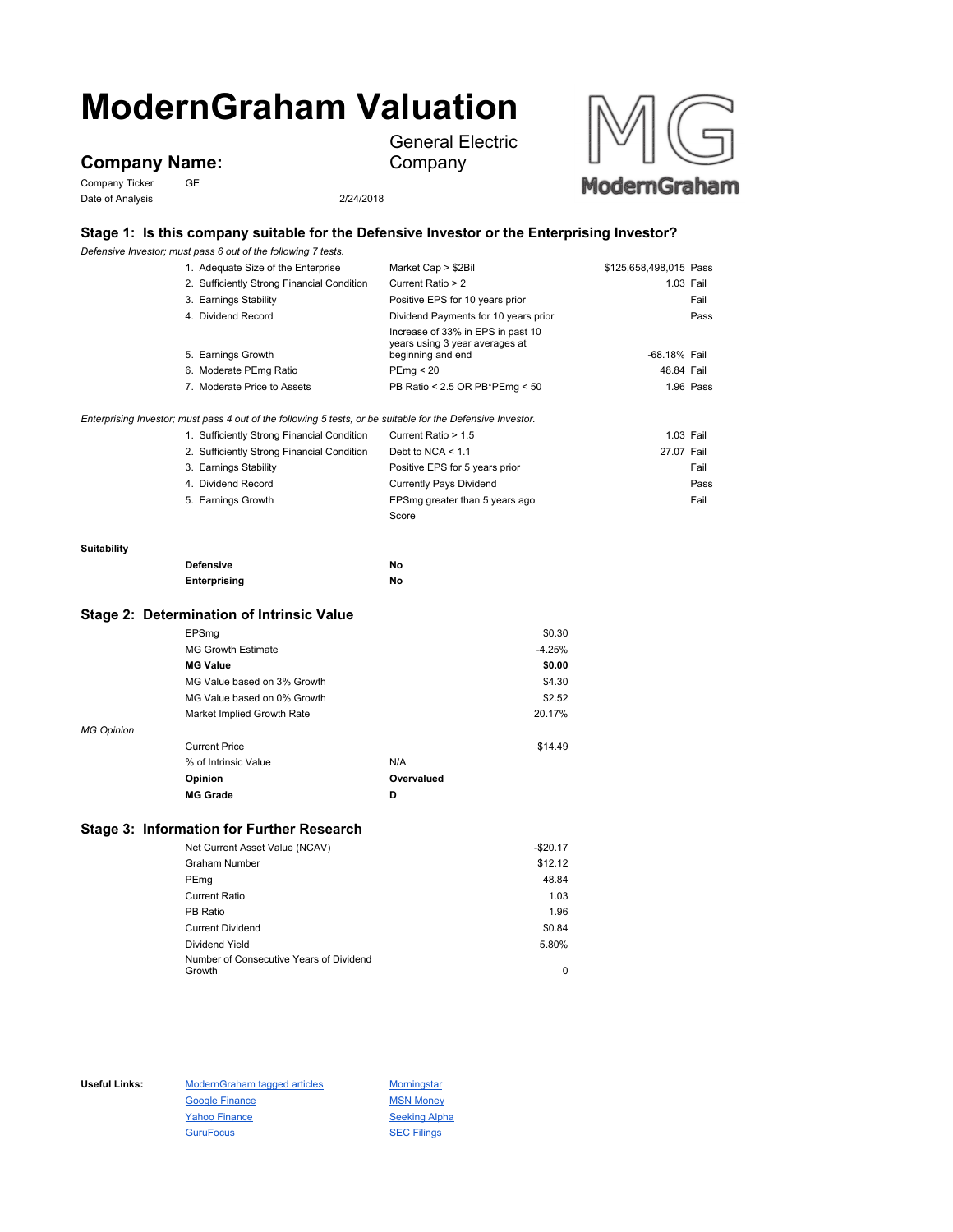# ModernGraham Valuation

## Company Name:

General Electric Company

Company Ticker: GE

Date of Analysis: 2/24/2018

## Stage 1: Is this company suitable for the Defensive Investor or the Enterprising Investor?

*Defensive Investor; must pass 6 out of the following 7 tests.*

| Test | Criterion | Value | Result |
|---|---|---|---|
| 1. Adequate Size of the Enterprise | Market Cap > $2Bil | $125,658,498,015 | Pass |
| 2. Sufficiently Strong Financial Condition | Current Ratio > 2 | 1.03 | Fail |
| 3. Earnings Stability | Positive EPS for 10 years prior | | Fail |
| 4. Dividend Record | Dividend Payments for 10 years prior | | Pass |
| 5. Earnings Growth | Increase of 33% in EPS in past 10 years using 3 year averages at beginning and end | -68.18% | Fail |
| 6. Moderate PEmg Ratio | PEmg < 20 | 48.84 | Fail |
| 7. Moderate Price to Assets | PB Ratio < 2.5 OR PB*PEmg < 50 | 1.96 | Pass |

*Enterprising Investor; must pass 4 out of the following 5 tests, or be suitable for the Defensive Investor.*

| Test | Criterion | Value | Result |
|---|---|---|---|
| 1. Sufficiently Strong Financial Condition | Current Ratio > 1.5 | 1.03 | Fail |
| 2. Sufficiently Strong Financial Condition | Debt to NCA < 1.1 | 27.07 | Fail |
| 3. Earnings Stability | Positive EPS for 5 years prior | | Fail |
| 4. Dividend Record | Currently Pays Dividend | | Pass |
| 5. Earnings Growth | EPSmg greater than 5 years ago | | Fail |
| | Score | | |

**Suitability**

| | |
|---|---|
| **Defensive** | **No** |
| **Enterprising** | **No** |

## Stage 2: Determination of Intrinsic Value

| | |
|---|---|
| EPSmg | $0.30 |
| MG Growth Estimate | -4.25% |
| **MG Value** | **$0.00** |
| MG Value based on 3% Growth | $4.30 |
| MG Value based on 0% Growth | $2.52 |
| Market Implied Growth Rate | 20.17% |

*MG Opinion*

| | |
|---|---|
| Current Price | $14.49 |
| % of Intrinsic Value | N/A |
| **Opinion** | **Overvalued** |
| **MG Grade** | **D** |

## Stage 3: Information for Further Research

| | |
|---|---|
| Net Current Asset Value (NCAV) | -$20.17 |
| Graham Number | $12.12 |
| PEmg | 48.84 |
| Current Ratio | 1.03 |
| PB Ratio | 1.96 |
| Current Dividend | $0.84 |
| Dividend Yield | 5.80% |
| Number of Consecutive Years of Dividend Growth | 0 |

**Useful Links:**

- ModernGraham tagged articles
- Google Finance
- Yahoo Finance
- GuruFocus
- Morningstar
- MSN Money
- Seeking Alpha
- SEC Filings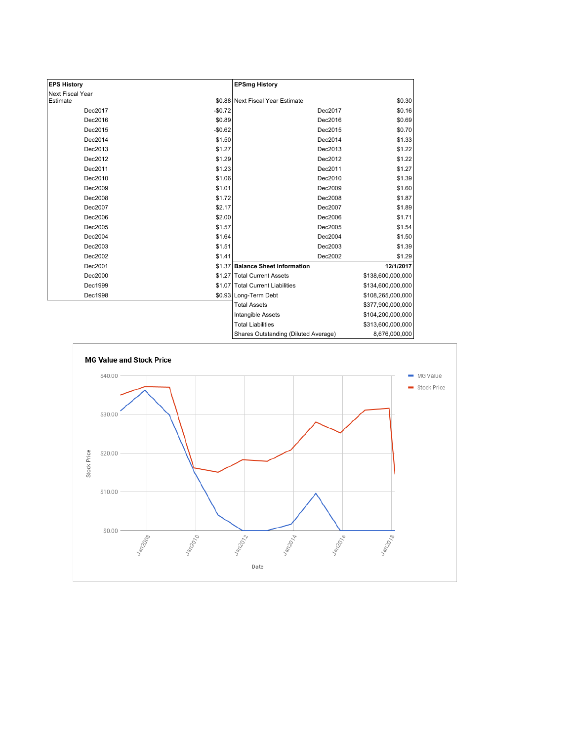| EPS History | |
|---|---|
| Next Fiscal Year Estimate | $0.88 |
| Dec2017 | -$0.72 |
| Dec2016 | $0.89 |
| Dec2015 | -$0.62 |
| Dec2014 | $1.50 |
| Dec2013 | $1.27 |
| Dec2012 | $1.29 |
| Dec2011 | $1.23 |
| Dec2010 | $1.06 |
| Dec2009 | $1.01 |
| Dec2008 | $1.72 |
| Dec2007 | $2.17 |
| Dec2006 | $2.00 |
| Dec2005 | $1.57 |
| Dec2004 | $1.64 |
| Dec2003 | $1.51 |
| Dec2002 | $1.41 |
| Dec2001 | $1.37 |
| Dec2000 | $1.27 |
| Dec1999 | $1.07 |
| Dec1998 | $0.93 |

| EPSmg History | |
|---|---|
| Next Fiscal Year Estimate | $0.30 |
| Dec2017 | $0.16 |
| Dec2016 | $0.69 |
| Dec2015 | $0.70 |
| Dec2014 | $1.33 |
| Dec2013 | $1.22 |
| Dec2012 | $1.22 |
| Dec2011 | $1.27 |
| Dec2010 | $1.39 |
| Dec2009 | $1.60 |
| Dec2008 | $1.87 |
| Dec2007 | $1.89 |
| Dec2006 | $1.71 |
| Dec2005 | $1.54 |
| Dec2004 | $1.50 |
| Dec2003 | $1.39 |
| Dec2002 | $1.29 |

| Balance Sheet Information | 12/1/2017 |
|---|---|
| Total Current Assets | $138,600,000,000 |
| Total Current Liabilities | $134,600,000,000 |
| Long-Term Debt | $108,265,000,000 |
| Total Assets | $377,900,000,000 |
| Intangible Assets | $104,200,000,000 |
| Total Liabilities | $313,600,000,000 |
| Shares Outstanding (Diluted Average) | 8,676,000,000 |

**MG Value and Stock Price**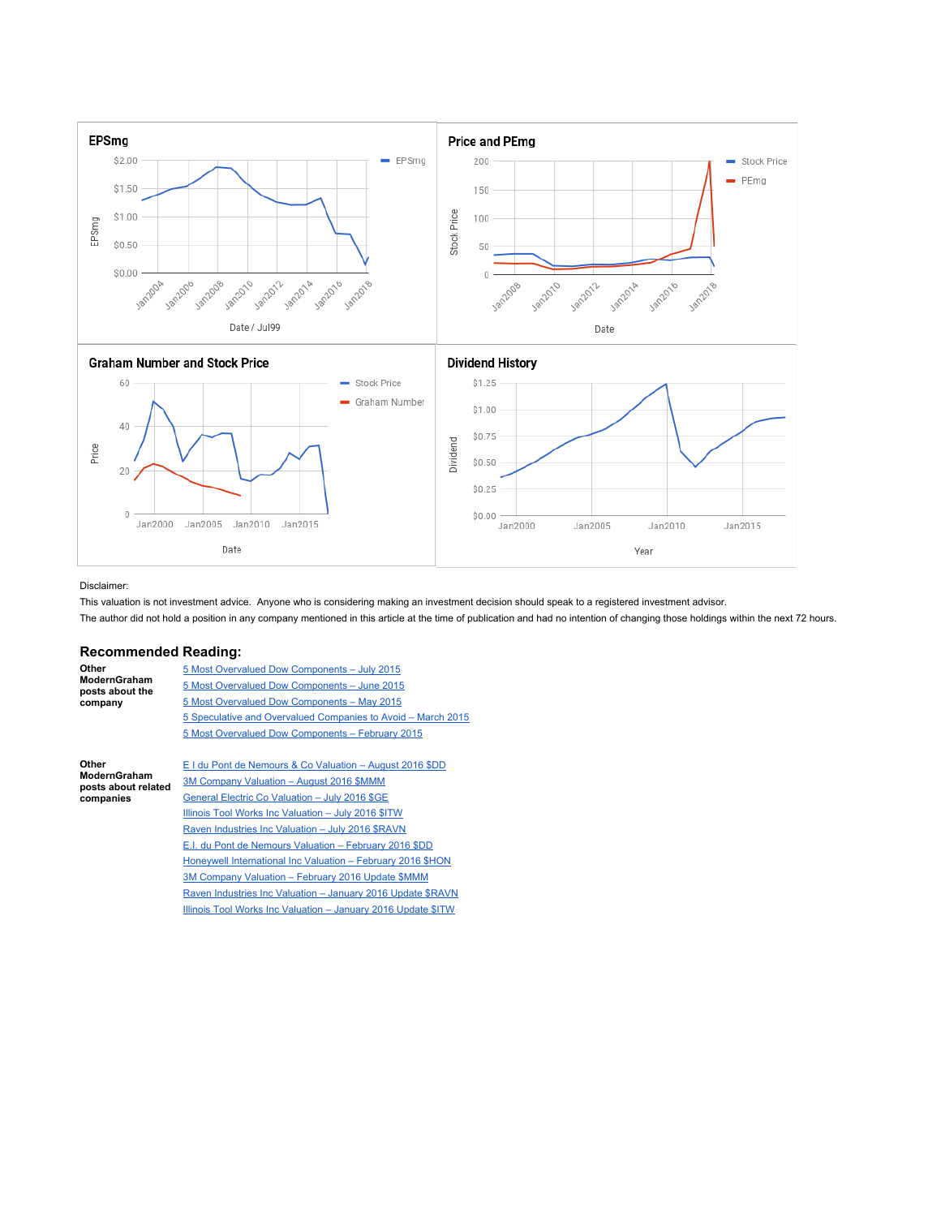EPSmg

$2.00
$1.50
$1.00
$0.50
$0.00

EPSmg

Jan2004 Jan2006 Jan2008 Jan2010 Jan2012 Jan2014 Jan2016 Jan2018

Date / Jul99

Price and PEmg

200
150
100
50
0

Stock Price
PEmg

Stock Price

Jan2008 Jan2010 Jan2012 Jan2014 Jan2016 Jan2018

Date

Graham Number and Stock Price

60
40
20
0

Stock Price
Graham Number

Price

Jan2000 Jan2005 Jan2010 Jan2015

Date

Dividend History

$1.25
$1.00
$0.75
$0.50
$0.25
$0.00

Dividend

Jan2000 Jan2005 Jan2010 Jan2015

Year

Disclaimer:

This valuation is not investment advice. Anyone who is considering making an investment decision should speak to a registered investment advisor.

The author did not hold a position in any company mentioned in this article at the time of publication and had no intention of changing those holdings within the next 72 hours.

## Recommended Reading:

| | |
|---|---|
| **Other ModernGraham posts about the company** | [5 Most Overvalued Dow Components – July 2015](#) |
| | [5 Most Overvalued Dow Components – June 2015](#) |
| | [5 Most Overvalued Dow Components – May 2015](#) |
| | [5 Speculative and Overvalued Companies to Avoid – March 2015](#) |
| | [5 Most Overvalued Dow Components – February 2015](#) |
| **Other ModernGraham posts about related companies** | [E I du Pont de Nemours & Co Valuation – August 2016 $DD](#) |
| | [3M Company Valuation – August 2016 $MMM](#) |
| | [General Electric Co Valuation – July 2016 $GE](#) |
| | [Illinois Tool Works Inc Valuation – July 2016 $ITW](#) |
| | [Raven Industries Inc Valuation – July 2016 $RAVN](#) |
| | [E.I. du Pont de Nemours Valuation – February 2016 $DD](#) |
| | [Honeywell International Inc Valuation – February 2016 $HON](#) |
| | [3M Company Valuation – February 2016 Update $MMM](#) |
| | [Raven Industries Inc Valuation – January 2016 Update $RAVN](#) |
| | [Illinois Tool Works Inc Valuation – January 2016 Update $ITW](#) |